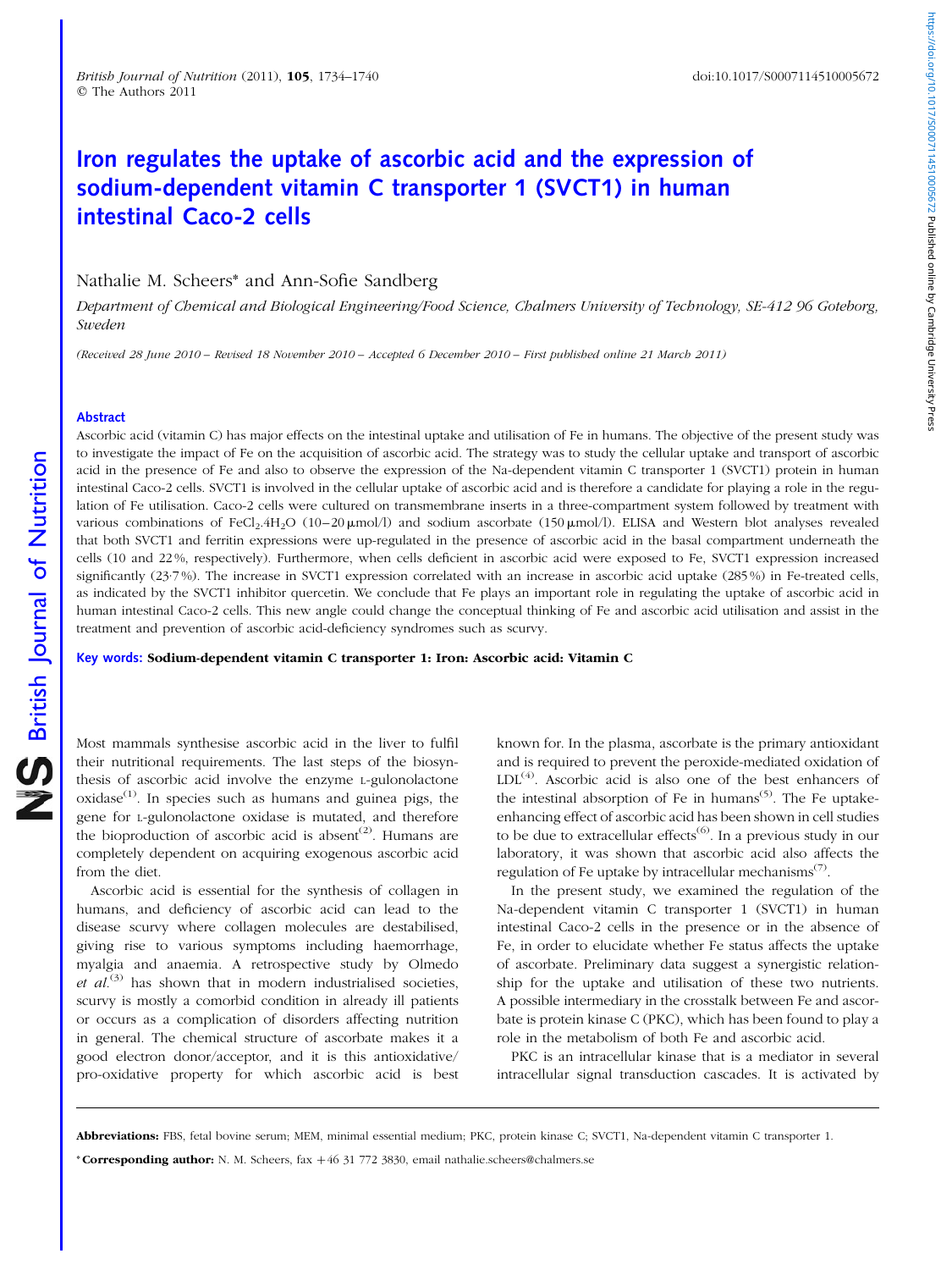# Iron regulates the uptake of ascorbic acid and the expression of sodium-dependent vitamin C transporter 1 (SVCT1) in human intestinal Caco-2 cells

Nathalie M. Scheers* and Ann-Sofie Sandberg

*Department of Chemical and Biological Engineering/Food Science, Chalmers University of Technology, SE-412 96 Goteborg, Sweden*

*(Received 28 June 2010 – Revised 18 November 2010 – Accepted 6 December 2010 – First published online 21 March 2011)*

## Abstract

Ascorbic acid (vitamin C) has major effects on the intestinal uptake and utilisation of Fe in humans. The objective of the present study was to investigate the impact of Fe on the acquisition of ascorbic acid. The strategy was to study the cellular uptake and transport of ascorbic acid in the presence of Fe and also to observe the expression of the Na-dependent vitamin C transporter 1 (SVCT1) protein in human intestinal Caco-2 cells. SVCT1 is involved in the cellular uptake of ascorbic acid and is therefore a candidate for playing a role in the regulation of Fe utilisation. Caco-2 cells were cultured on transmembrane inserts in a three-compartment system followed by treatment with various combinations of $FeCl_2.4H_2O$ (10–20 μmol/l) and sodium ascorbate (150 μmol/l). ELISA and Western blot analyses revealed that both SVCT1 and ferritin expressions were up-regulated in the presence of ascorbic acid in the basal compartment underneath the cells (10 and 22 %, respectively). Furthermore, when cells deficient in ascorbic acid were exposed to Fe, SVCT1 expression increased significantly (23·7 %). The increase in SVCT1 expression correlated with an increase in ascorbic acid uptake (285 %) in Fe-treated cells, as indicated by the SVCT1 inhibitor quercetin. We conclude that Fe plays an important role in regulating the uptake of ascorbic acid in human intestinal Caco-2 cells. This new angle could change the conceptual thinking of Fe and ascorbic acid utilisation and assist in the treatment and prevention of ascorbic acid-deficiency syndromes such as scurvy.

**Key words: Sodium-dependent vitamin C transporter 1: Iron: Ascorbic acid: Vitamin C**

Most mammals synthesise ascorbic acid in the liver to fulfil their nutritional requirements. The last steps of the biosynthesis of ascorbic acid involve the enzyme L-gulonolactone oxidase[1]. In species such as humans and guinea pigs, the gene for L-gulonolactone oxidase is mutated, and therefore the bioproduction of ascorbic acid is absent[2]. Humans are completely dependent on acquiring exogenous ascorbic acid from the diet.

Ascorbic acid is essential for the synthesis of collagen in humans, and deficiency of ascorbic acid can lead to the disease scurvy where collagen molecules are destabilised, giving rise to various symptoms including haemorrhage, myalgia and anaemia. A retrospective study by Olmedo *et al.*[3] has shown that in modern industrialised societies, scurvy is mostly a comorbid condition in already ill patients or occurs as a complication of disorders affecting nutrition in general. The chemical structure of ascorbate makes it a good electron donor/acceptor, and it is this antioxidative/pro-oxidative property for which ascorbic acid is best known for. In the plasma, ascorbate is the primary antioxidant and is required to prevent the peroxide-mediated oxidation of LDL[4]. Ascorbic acid is also one of the best enhancers of the intestinal absorption of Fe in humans[5]. The Fe uptake-enhancing effect of ascorbic acid has been shown in cell studies to be due to extracellular effects[6]. In a previous study in our laboratory, it was shown that ascorbic acid also affects the regulation of Fe uptake by intracellular mechanisms[7].

In the present study, we examined the regulation of the Na-dependent vitamin C transporter 1 (SVCT1) in human intestinal Caco-2 cells in the presence or in the absence of Fe, in order to elucidate whether Fe status affects the uptake of ascorbate. Preliminary data suggest a synergistic relationship for the uptake and utilisation of these two nutrients. A possible intermediary in the crosstalk between Fe and ascorbate is protein kinase C (PKC), which has been found to play a role in the metabolism of both Fe and ascorbic acid.

PKC is an intracellular kinase that is a mediator in several intracellular signal transduction cascades. It is activated by

**Abbreviations:** FBS, fetal bovine serum; MEM, minimal essential medium; PKC, protein kinase C; SVCT1, Na-dependent vitamin C transporter 1.

***Corresponding author:** N. M. Scheers, fax +46 31 772 3830, email nathalie.scheers@chalmers.se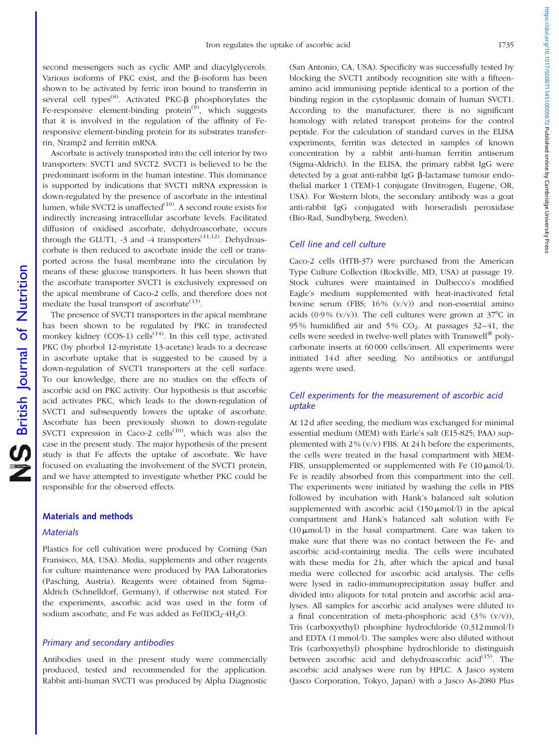second messengers such as cyclic AMP and diacylglycerols. Various isoforms of PKC exist, and the β-isoform has been shown to be activated by ferric iron bound to transferrin in several cell types[8]. Activated PKC-β phosphorylates the Fe-responsive element-binding protein[9], which suggests that it is involved in the regulation of the affinity of Fe-responsive element-binding protein for its substrates transferrin, Nramp2 and ferritin mRNA.

Ascorbate is actively transported into the cell interior by two transporters: SVCT1 and SVCT2. SVCT1 is believed to be the predominant isoform in the human intestine. This dominance is supported by indications that SVCT1 mRNA expression is down-regulated by the presence of ascorbate in the intestinal lumen, while SVCT2 is unaffected[10]. A second route exists for indirectly increasing intracellular ascorbate levels. Facilitated diffusion of oxidised ascorbate, dehydroascorbate, occurs through the GLUT1, -3 and -4 transporters[11,12]. Dehydroascorbate is then reduced to ascorbate inside the cell or transported across the basal membrane into the circulation by means of these glucose transporters. It has been shown that the ascorbate transporter SVCT1 is exclusively expressed on the apical membrane of Caco-2 cells, and therefore does not mediate the basal transport of ascorbate[13].

The presence of SVCT1 transporters in the apical membrane has been shown to be regulated by PKC in transfected monkey kidney (COS-1) cells[14]. In this cell type, activated PKC (by phorbol 12-myristate 13-acetate) leads to a decrease in ascorbate uptake that is suggested to be caused by a down-regulation of SVCT1 transporters at the cell surface. To our knowledge, there are no studies on the effects of ascorbic acid on PKC activity. Our hypothesis is that ascorbic acid activates PKC, which leads to the down-regulation of SVCT1 and subsequently lowers the uptake of ascorbate. Ascorbate has been previously shown to down-regulate SVCT1 expression in Caco-2 cells[10], which was also the case in the present study. The major hypothesis of the present study is that Fe affects the uptake of ascorbate. We have focused on evaluating the involvement of the SVCT1 protein, and we have attempted to investigate whether PKC could be responsible for the observed effects.

## Materials and methods

### Materials

Plastics for cell cultivation were produced by Corning (San Fransisco, MA, USA). Media, supplements and other reagents for culture maintenance were produced by PAA Laboratories (Pasching, Austria). Reagents were obtained from Sigma-Aldrich (Schnelldorf, Germany), if otherwise not stated. For the experiments, ascorbic acid was used in the form of sodium ascorbate, and Fe was added as Fe(II)$Cl_2 \cdot 4H_2O$.

### Primary and secondary antibodies

Antibodies used in the present study were commercially produced, tested and recommended for the application. Rabbit anti-human SVCT1 was produced by Alpha Diagnostic (San Antonio, CA, USA). Specificity was successfully tested by blocking the SVCT1 antibody recognition site with a fifteen-amino acid immunising peptide identical to a portion of the binding region in the cytoplasmic domain of human SVCT1. According to the manufacturer, there is no significant homology with related transport proteins for the control peptide. For the calculation of standard curves in the ELISA experiments, ferritin was detected in samples of known concentration by a rabbit anti-human ferritin antiserum (Sigma-Aldrich). In the ELISA, the primary rabbit IgG were detected by a goat anti-rabbit IgG β-lactamase tumour endothelial marker 1 (TEM)-1 conjugate (Invitrogen, Eugene, OR, USA). For Western blots, the secondary antibody was a goat anti-rabbit IgG conjugated with horseradish peroxidase (Bio-Rad, Sundbyberg, Sweden).

### Cell line and cell culture

Caco-2 cells (HTB-37) were purchased from the American Type Culture Collection (Rockville, MD, USA) at passage 19. Stock cultures were maintained in Dulbecco's modified Eagle's medium supplemented with heat-inactivated fetal bovine serum (FBS; 16 % (v/v)) and non-essential amino acids (0·9 % (v/v)). The cell cultures were grown at 37°C in 95 % humidified air and 5 % $CO_2$. At passages 32–41, the cells were seeded in twelve-well plates with Transwell® polycarbonate inserts at 60 000 cells/insert. All experiments were initiated 14 d after seeding. No antibiotics or antifungal agents were used.

### Cell experiments for the measurement of ascorbic acid uptake

At 12 d after seeding, the medium was exchanged for minimal essential medium (MEM) with Earle's salt (E15-825; PAA) supplemented with 2 % (v/v) FBS. At 24 h before the experiments, the cells were treated in the basal compartment with MEM-FBS, unsupplemented or supplemented with Fe (10 μmol/l). Fe is readily absorbed from this compartment into the cell. The experiments were initiated by washing the cells in PBS followed by incubation with Hank's balanced salt solution supplemented with ascorbic acid (150 μmol/l) in the apical compartment and Hank's balanced salt solution with Fe (10 μmol/l) in the basal compartment. Care was taken to make sure that there was no contact between the Fe- and ascorbic acid-containing media. The cells were incubated with these media for 2 h, after which the apical and basal media were collected for ascorbic acid analysis. The cells were lysed in radio-immunoprecipitation assay buffer and divided into aliquots for total protein and ascorbic acid analyses. All samples for ascorbic acid analyses were diluted to a final concentration of meta-phosphoric acid (3 % (v/v)), Tris (carboxyethyl) phosphine hydrochloride (0.312 mmol/l) and EDTA (1 mmol/l). The samples were also diluted without Tris (carboxyethyl) phosphine hydrochloride to distinguish between ascorbic acid and dehydroascorbic acid[15]. The ascorbic acid analyses were run by HPLC. A Jasco system (Jasco Corporation, Tokyo, Japan) with a Jasco As-2080 Plus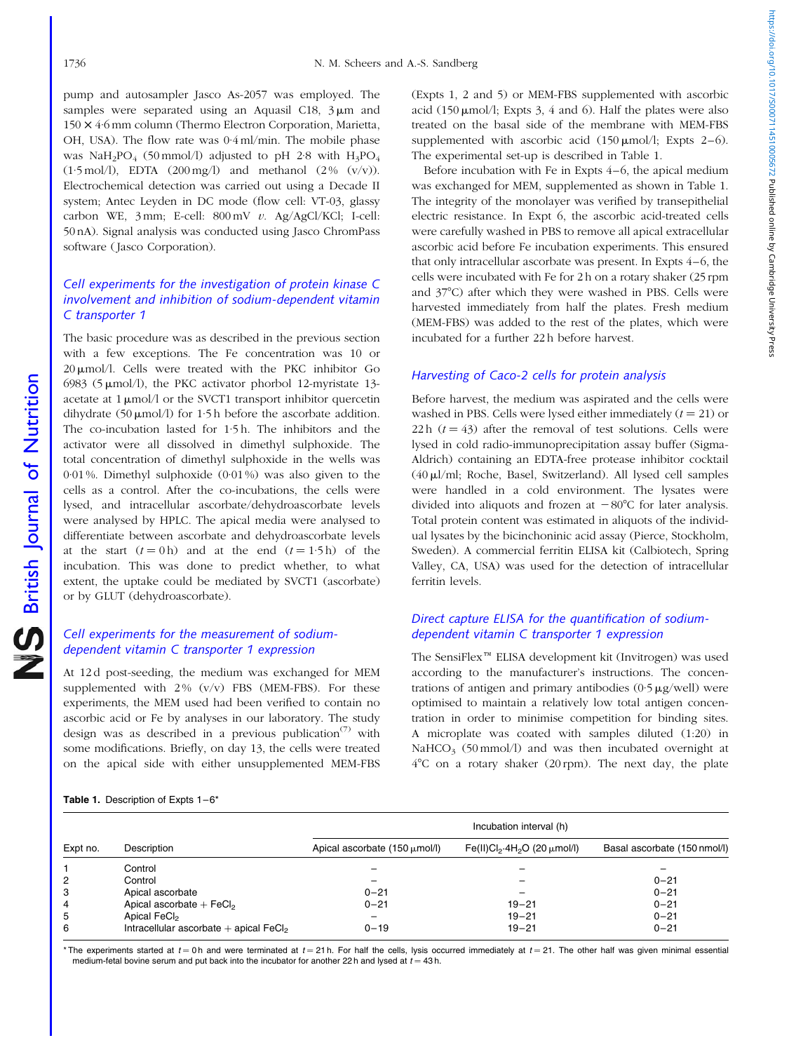pump and autosampler Jasco As-2057 was employed. The samples were separated using an Aquasil C18, 3 μm and 150 × 4·6 mm column (Thermo Electron Corporation, Marietta, OH, USA). The flow rate was 0·4 ml/min. The mobile phase was $NaH_2PO_4$ (50 mmol/l) adjusted to pH 2·8 with $H_3PO_4$ (1·5 mol/l), EDTA (200 mg/l) and methanol (2 % (v/v)). Electrochemical detection was carried out using a Decade II system; Antec Leyden in DC mode (flow cell: VT-03, glassy carbon WE, 3 mm; E-cell: 800 mV *v*. Ag/AgCl/KCl; I-cell: 50 nA). Signal analysis was conducted using Jasco ChromPass software (Jasco Corporation).

### *Cell experiments for the investigation of protein kinase C involvement and inhibition of sodium-dependent vitamin C transporter 1*

The basic procedure was as described in the previous section with a few exceptions. The Fe concentration was 10 or 20 μmol/l. Cells were treated with the PKC inhibitor Go 6983 (5 μmol/l), the PKC activator phorbol 12-myristate 13-acetate at 1 μmol/l or the SVCT1 transport inhibitor quercetin dihydrate (50 μmol/l) for 1·5 h before the ascorbate addition. The co-incubation lasted for 1·5 h. The inhibitors and the activator were all dissolved in dimethyl sulphoxide. The total concentration of dimethyl sulphoxide in the wells was 0·01 %. Dimethyl sulphoxide (0·01 %) was also given to the cells as a control. After the co-incubations, the cells were lysed, and intracellular ascorbate/dehydroascorbate levels were analysed by HPLC. The apical media were analysed to differentiate between ascorbate and dehydroascorbate levels at the start ($t = 0$ h) and at the end ($t = 1·5$ h) of the incubation. This was done to predict whether, to what extent, the uptake could be mediated by SVCT1 (ascorbate) or by GLUT (dehydroascorbate).

### *Cell experiments for the measurement of sodium-dependent vitamin C transporter 1 expression*

At 12 d post-seeding, the medium was exchanged for MEM supplemented with 2 % (v/v) FBS (MEM-FBS). For these experiments, the MEM used had been verified to contain no ascorbic acid or Fe by analyses in our laboratory. The study design was as described in a previous publication[7] with some modifications. Briefly, on day 13, the cells were treated on the apical side with either unsupplemented MEM-FBS (Expts 1, 2 and 5) or MEM-FBS supplemented with ascorbic acid (150 μmol/l; Expts 3, 4 and 6). Half the plates were also treated on the basal side of the membrane with MEM-FBS supplemented with ascorbic acid (150 μmol/l; Expts 2–6). The experimental set-up is described in Table 1.

Before incubation with Fe in Expts 4–6, the apical medium was exchanged for MEM, supplemented as shown in Table 1. The integrity of the monolayer was verified by transepithelial electric resistance. In Expt 6, the ascorbic acid-treated cells were carefully washed in PBS to remove all apical extracellular ascorbic acid before Fe incubation experiments. This ensured that only intracellular ascorbate was present. In Expts 4–6, the cells were incubated with Fe for 2 h on a rotary shaker (25 rpm and 37°C) after which they were washed in PBS. Cells were harvested immediately from half the plates. Fresh medium (MEM-FBS) was added to the rest of the plates, which were incubated for a further 22 h before harvest.

### *Harvesting of Caco-2 cells for protein analysis*

Before harvest, the medium was aspirated and the cells were washed in PBS. Cells were lysed either immediately ($t = 21$) or 22 h ($t = 43$) after the removal of test solutions. Cells were lysed in cold radio-immunoprecipitation assay buffer (Sigma-Aldrich) containing an EDTA-free protease inhibitor cocktail (40 μl/ml; Roche, Basel, Switzerland). All lysed cell samples were handled in a cold environment. The lysates were divided into aliquots and frozen at −80°C for later analysis. Total protein content was estimated in aliquots of the individual lysates by the bicinchoninic acid assay (Pierce, Stockholm, Sweden). A commercial ferritin ELISA kit (Calbiotech, Spring Valley, CA, USA) was used for the detection of intracellular ferritin levels.

### *Direct capture ELISA for the quantification of sodium-dependent vitamin C transporter 1 expression*

The SensiFlex™ ELISA development kit (Invitrogen) was used according to the manufacturer's instructions. The concentrations of antigen and primary antibodies (0·5 μg/well) were optimised to maintain a relatively low total antigen concentration in order to minimise competition for binding sites. A microplate was coated with samples diluted (1:20) in $NaHCO_3$ (50 mmol/l) and was then incubated overnight at 4°C on a rotary shaker (20 rpm). The next day, the plate

**Table 1.** Description of Expts 1–6*

| | | Incubation interval (h) | | |
|---|---|---|---|---|
| Expt no. | Description | Apical ascorbate (150 μmol/l) | $Fe(II)Cl_2 \cdot 4H_2O$ (20 μmol/l) | Basal ascorbate (150 nmol/l) |
| 1 | Control | – | – | – |
| 2 | Control | – | – | 0–21 |
| 3 | Apical ascorbate | 0–21 | – | 0–21 |
| 4 | Apical ascorbate + $FeCl_2$ | 0–21 | 19–21 | 0–21 |
| 5 | Apical $FeCl_2$ | – | 19–21 | 0–21 |
| 6 | Intracellular ascorbate + apical $FeCl_2$ | 0–19 | 19–21 | 0–21 |

* The experiments started at $t = 0$ h and were terminated at $t = 21$ h. For half the cells, lysis occurred immediately at $t = 21$. The other half was given minimal essential medium-fetal bovine serum and put back into the incubator for another 22 h and lysed at $t = 43$ h.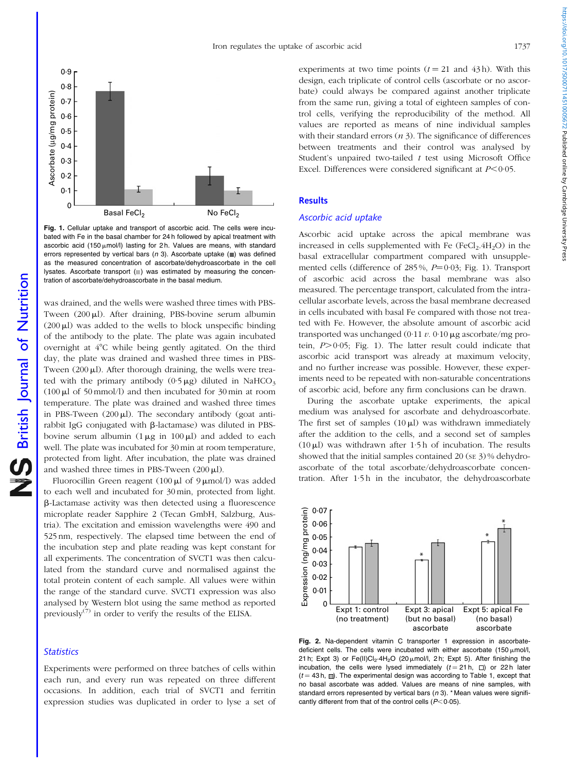Fig. 1. Cellular uptake and transport of ascorbic acid. The cells were incubated with Fe in the basal chamber for 24 h followed by apical treatment with ascorbic acid (150 μmol/l) lasting for 2 h. Values are means, with standard errors represented by vertical bars (*n* 3). Ascorbate uptake (■) was defined as the measured concentration of ascorbate/dehydroascorbate in the cell lysates. Ascorbate transport (■) was estimated by measuring the concentration of ascorbate/dehydroascorbate in the basal medium.

was drained, and the wells were washed three times with PBS-Tween (200 μl). After draining, PBS-bovine serum albumin (200 μl) was added to the wells to block unspecific binding of the antibody to the plate. The plate was again incubated overnight at 4°C while being gently agitated. On the third day, the plate was drained and washed three times in PBS-Tween (200 μl). After thorough draining, the wells were treated with the primary antibody (0·5 μg) diluted in $NaHCO_3$ (100 μl of 50 mmol/l) and then incubated for 30 min at room temperature. The plate was drained and washed three times in PBS-Tween (200 μl). The secondary antibody (goat anti-rabbit IgG conjugated with β-lactamase) was diluted in PBS-bovine serum albumin (1 μg in 100 μl) and added to each well. The plate was incubated for 30 min at room temperature, protected from light. After incubation, the plate was drained and washed three times in PBS-Tween (200 μl).

Fluorocillin Green reagent (100 μl of 9 μmol/l) was added to each well and incubated for 30 min, protected from light. β-Lactamase activity was then detected using a fluorescence microplate reader Sapphire 2 (Tecan GmbH, Salzburg, Austria). The excitation and emission wavelengths were 490 and 525 nm, respectively. The elapsed time between the end of the incubation step and plate reading was kept constant for all experiments. The concentration of SVCT1 was then calculated from the standard curve and normalised against the total protein content of each sample. All values were within the range of the standard curve. SVCT1 expression was also analysed by Western blot using the same method as reported previously[7] in order to verify the results of the ELISA.

### *Statistics*

Experiments were performed on three batches of cells within each run, and every run was repeated on three different occasions. In addition, each trial of SVCT1 and ferritin expression studies was duplicated in order to lyse a set of experiments at two time points ($t = 21$ and 43 h). With this design, each triplicate of control cells (ascorbate or no ascorbate) could always be compared against another triplicate from the same run, giving a total of eighteen samples of control cells, verifying the reproducibility of the method. All values are reported as means of nine individual samples with their standard errors (*n* 3). The significance of differences between treatments and their control was analysed by Student's unpaired two-tailed *t* test using Microsoft Office Excel. Differences were considered significant at $P < 0·05$.

## Results

### *Ascorbic acid uptake*

Ascorbic acid uptake across the apical membrane was increased in cells supplemented with Fe ($FeCl_2.4H_2O$) in the basal extracellular compartment compared with unsupplemented cells (difference of 285 %, $P = 0·03$; Fig. 1). Transport of ascorbic acid across the basal membrane was also measured. The percentage transport, calculated from the intracellular ascorbate levels, across the basal membrane decreased in cells incubated with basal Fe compared with those not treated with Fe. However, the absolute amount of ascorbic acid transported was unchanged (0·11 *v.* 0·10 μg ascorbate/mg protein, $P > 0·05$; Fig. 1). The latter result could indicate that ascorbic acid transport was already at maximum velocity, and no further increase was possible. However, these experiments need to be repeated with non-saturable concentrations of ascorbic acid, before any firm conclusions can be drawn.

During the ascorbate uptake experiments, the apical medium was analysed for ascorbate and dehydroascorbate. The first set of samples (10 μl) was withdrawn immediately after the addition to the cells, and a second set of samples (10 μl) was withdrawn after 1·5 h of incubation. The results showed that the initial samples contained 20 (SE 3) % dehydroascorbate of the total ascorbate/dehydroascorbate concentration. After 1·5 h in the incubator, the dehydroascorbate

Fig. 2. Na-dependent vitamin C transporter 1 expression in ascorbate-deficient cells. The cells were incubated with either ascorbate (150 μmol/l, 21 h; Expt 3) or Fe(II)$Cl_2$·4$H_2O$ (20 μmol/l, 2 h; Expt 5). After finishing the incubation, the cells were lysed immediately ($t = 21$ h, □) or 22 h later ($t = 43$ h, ▨). The experimental design was according to Table 1, except that no basal ascorbate was added. Values are means of nine samples, with standard errors represented by vertical bars (*n* 3). * Mean values were significantly different from that of the control cells ($P < 0·05$).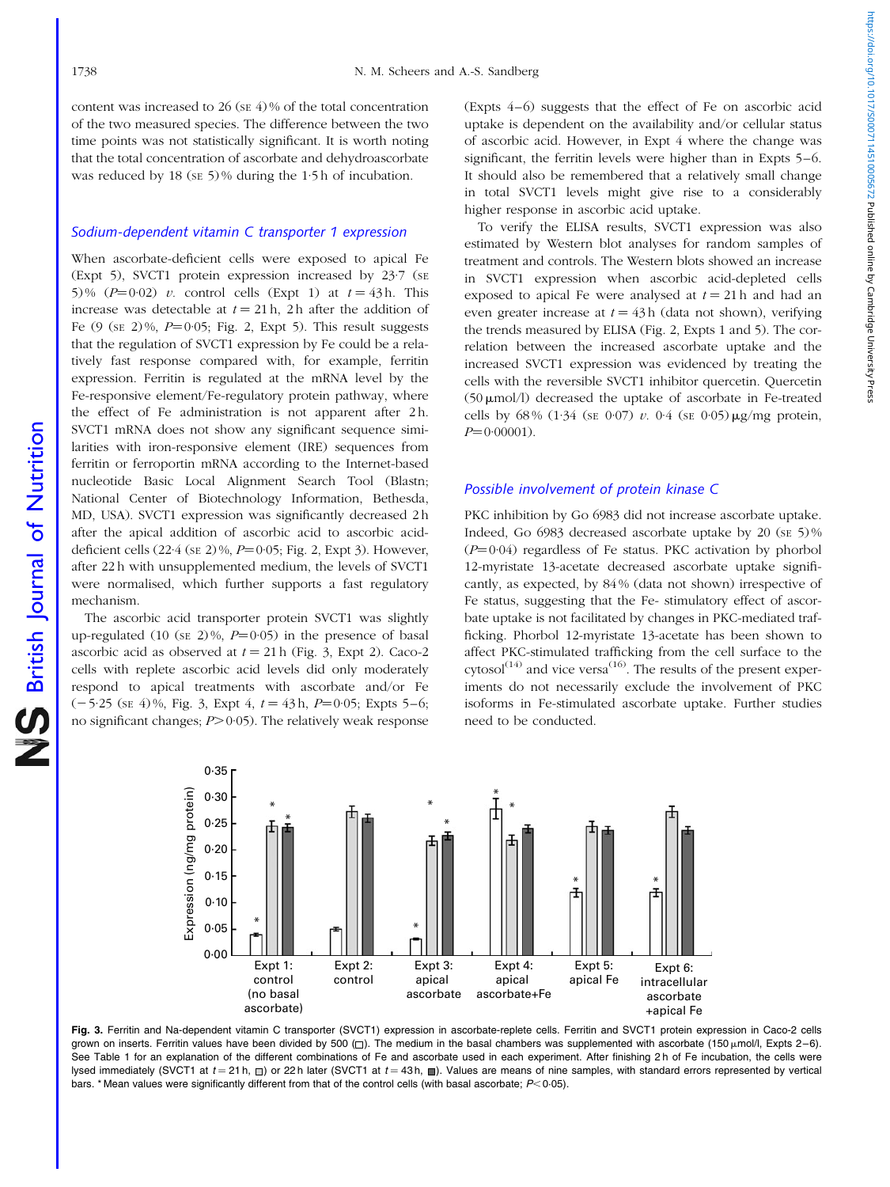content was increased to 26 (SE 4) % of the total concentration of the two measured species. The difference between the two time points was not statistically significant. It is worth noting that the total concentration of ascorbate and dehydroascorbate was reduced by 18 (SE 5) % during the 1·5 h of incubation.

### *Sodium-dependent vitamin C transporter 1 expression*

When ascorbate-deficient cells were exposed to apical Fe (Expt 5), SVCT1 protein expression increased by 23·7 (SE 5) % ($P=0·02$) *v.* control cells (Expt 1) at $t=43$ h. This increase was detectable at $t=21$ h, 2 h after the addition of Fe (9 (SE 2) %, $P=0·05$; Fig. 2, Expt 5). This result suggests that the regulation of SVCT1 expression by Fe could be a relatively fast response compared with, for example, ferritin expression. Ferritin is regulated at the mRNA level by the Fe-responsive element/Fe-regulatory protein pathway, where the effect of Fe administration is not apparent after 2 h. SVCT1 mRNA does not show any significant sequence similarities with iron-responsive element (IRE) sequences from ferritin or ferroportin mRNA according to the Internet-based nucleotide Basic Local Alignment Search Tool (Blastn; National Center of Biotechnology Information, Bethesda, MD, USA). SVCT1 expression was significantly decreased 2 h after the apical addition of ascorbic acid to ascorbic acid-deficient cells (22·4 (SE 2) %, $P=0·05$; Fig. 2, Expt 3). However, after 22 h with unsupplemented medium, the levels of SVCT1 were normalised, which further supports a fast regulatory mechanism.

The ascorbic acid transporter protein SVCT1 was slightly up-regulated (10 (SE 2) %, $P=0·05$) in the presence of basal ascorbic acid as observed at $t=21$ h (Fig. 3, Expt 2). Caco-2 cells with replete ascorbic acid levels did only moderately respond to apical treatments with ascorbate and/or Fe (−5·25 (SE 4) %, Fig. 3, Expt 4, $t=43$ h, $P=0·05$; Expts 5–6; no significant changes; $P>0·05$). The relatively weak response (Expts 4–6) suggests that the effect of Fe on ascorbic acid uptake is dependent on the availability and/or cellular status of ascorbic acid. However, in Expt 4 where the change was significant, the ferritin levels were higher than in Expts 5–6. It should also be remembered that a relatively small change in total SVCT1 levels might give rise to a considerably higher response in ascorbic acid uptake.

To verify the ELISA results, SVCT1 expression was also estimated by Western blot analyses for random samples of treatment and controls. The Western blots showed an increase in SVCT1 expression when ascorbic acid-depleted cells exposed to apical Fe were analysed at $t=21$ h and had an even greater increase at $t=43$ h (data not shown), verifying the trends measured by ELISA (Fig. 2, Expts 1 and 5). The correlation between the increased ascorbate uptake and the increased SVCT1 expression was evidenced by treating the cells with the reversible SVCT1 inhibitor quercetin. Quercetin (50 μmol/l) decreased the uptake of ascorbate in Fe-treated cells by 68 % (1·34 (SE 0·07) *v.* 0·4 (SE 0·05) μg/mg protein, $P=0·00001$).

### *Possible involvement of protein kinase C*

PKC inhibition by Go 6983 did not increase ascorbate uptake. Indeed, Go 6983 decreased ascorbate uptake by 20 (SE 5) % ($P=0·04$) regardless of Fe status. PKC activation by phorbol 12-myristate 13-acetate decreased ascorbate uptake significantly, as expected, by 84 % (data not shown) irrespective of Fe status, suggesting that the Fe- stimulatory effect of ascorbate uptake is not facilitated by changes in PKC-mediated trafficking. Phorbol 12-myristate 13-acetate has been shown to affect PKC-stimulated trafficking from the cell surface to the cytosol[14] and vice versa[16]. The results of the present experiments do not necessarily exclude the involvement of PKC isoforms in Fe-stimulated ascorbate uptake. Further studies need to be conducted.

**Fig. 3.** Ferritin and Na-dependent vitamin C transporter (SVCT1) expression in ascorbate-replete cells. Ferritin and SVCT1 protein expression in Caco-2 cells grown on inserts. Ferritin values have been divided by 500 (□). The medium in the basal chambers was supplemented with ascorbate (150 μmol/l, Expts 2–6). See Table 1 for an explanation of the different combinations of Fe and ascorbate used in each experiment. After finishing 2 h of Fe incubation, the cells were lysed immediately (SVCT1 at $t=21$ h, ▨) or 22 h later (SVCT1 at $t=43$ h, ■). Values are means of nine samples, with standard errors represented by vertical bars. * Mean values were significantly different from that of the control cells (with basal ascorbate; $P<0·05$).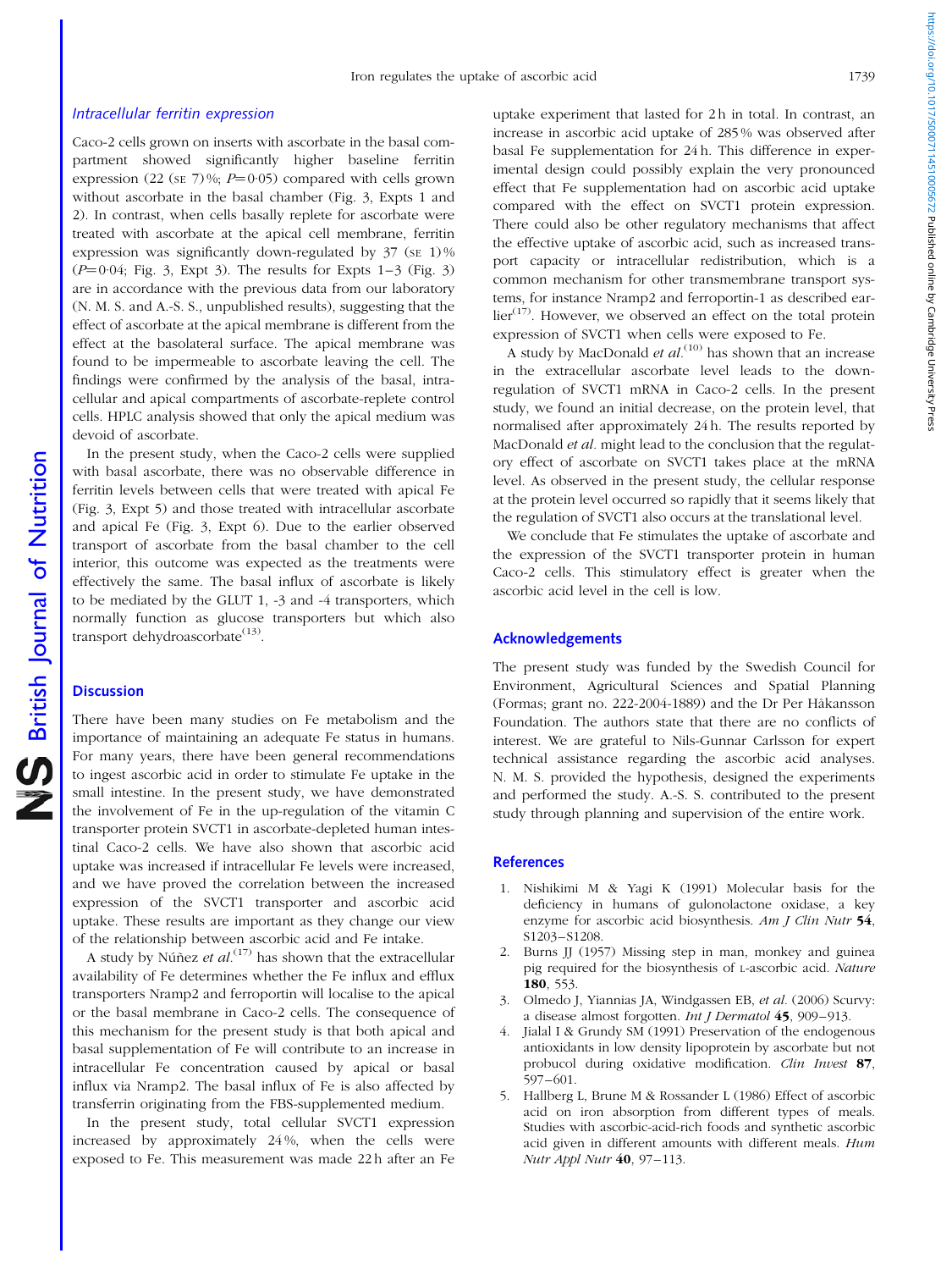### Intracellular ferritin expression

Caco-2 cells grown on inserts with ascorbate in the basal compartment showed significantly higher baseline ferritin expression (22 (SE 7) %; $P=0.05$) compared with cells grown without ascorbate in the basal chamber (Fig. 3, Expts 1 and 2). In contrast, when cells basally replete for ascorbate were treated with ascorbate at the apical cell membrane, ferritin expression was significantly down-regulated by 37 (SE 1) % ($P=0.04$; Fig. 3, Expt 3). The results for Expts 1–3 (Fig. 3) are in accordance with the previous data from our laboratory (N. M. S. and A.-S. S., unpublished results), suggesting that the effect of ascorbate at the apical membrane is different from the effect at the basolateral surface. The apical membrane was found to be impermeable to ascorbate leaving the cell. The findings were confirmed by the analysis of the basal, intracellular and apical compartments of ascorbate-replete control cells. HPLC analysis showed that only the apical medium was devoid of ascorbate.

In the present study, when the Caco-2 cells were supplied with basal ascorbate, there was no observable difference in ferritin levels between cells that were treated with apical Fe (Fig. 3, Expt 5) and those treated with intracellular ascorbate and apical Fe (Fig. 3, Expt 6). Due to the earlier observed transport of ascorbate from the basal chamber to the cell interior, this outcome was expected as the treatments were effectively the same. The basal influx of ascorbate is likely to be mediated by the GLUT 1, -3 and -4 transporters, which normally function as glucose transporters but which also transport dehydroascorbate[13].

## Discussion

There have been many studies on Fe metabolism and the importance of maintaining an adequate Fe status in humans. For many years, there have been general recommendations to ingest ascorbic acid in order to stimulate Fe uptake in the small intestine. In the present study, we have demonstrated the involvement of Fe in the up-regulation of the vitamin C transporter protein SVCT1 in ascorbate-depleted human intestinal Caco-2 cells. We have also shown that ascorbic acid uptake was increased if intracellular Fe levels were increased, and we have proved the correlation between the increased expression of the SVCT1 transporter and ascorbic acid uptake. These results are important as they change our view of the relationship between ascorbic acid and Fe intake.

A study by Núñez *et al.*[17] has shown that the extracellular availability of Fe determines whether the Fe influx and efflux transporters Nramp2 and ferroportin will localise to the apical or the basal membrane in Caco-2 cells. The consequence of this mechanism for the present study is that both apical and basal supplementation of Fe will contribute to an increase in intracellular Fe concentration caused by apical or basal influx via Nramp2. The basal influx of Fe is also affected by transferrin originating from the FBS-supplemented medium.

In the present study, total cellular SVCT1 expression increased by approximately 24 %, when the cells were exposed to Fe. This measurement was made 22 h after an Fe uptake experiment that lasted for 2 h in total. In contrast, an increase in ascorbic acid uptake of 285 % was observed after basal Fe supplementation for 24 h. This difference in experimental design could possibly explain the very pronounced effect that Fe supplementation had on ascorbic acid uptake compared with the effect on SVCT1 protein expression. There could also be other regulatory mechanisms that affect the effective uptake of ascorbic acid, such as increased transport capacity or intracellular redistribution, which is a common mechanism for other transmembrane transport systems, for instance Nramp2 and ferroportin-1 as described earlier[17]. However, we observed an effect on the total protein expression of SVCT1 when cells were exposed to Fe.

A study by MacDonald *et al.*[10] has shown that an increase in the extracellular ascorbate level leads to the down-regulation of SVCT1 mRNA in Caco-2 cells. In the present study, we found an initial decrease, on the protein level, that normalised after approximately 24 h. The results reported by MacDonald *et al.* might lead to the conclusion that the regulatory effect of ascorbate on SVCT1 takes place at the mRNA level. As observed in the present study, the cellular response at the protein level occurred so rapidly that it seems likely that the regulation of SVCT1 also occurs at the translational level.

We conclude that Fe stimulates the uptake of ascorbate and the expression of the SVCT1 transporter protein in human Caco-2 cells. This stimulatory effect is greater when the ascorbic acid level in the cell is low.

## Acknowledgements

The present study was funded by the Swedish Council for Environment, Agricultural Sciences and Spatial Planning (Formas; grant no. 222-2004-1889) and the Dr Per Håkansson Foundation. The authors state that there are no conflicts of interest. We are grateful to Nils-Gunnar Carlsson for expert technical assistance regarding the ascorbic acid analyses. N. M. S. provided the hypothesis, designed the experiments and performed the study. A.-S. S. contributed to the present study through planning and supervision of the entire work.

## References

1. Nishikimi M & Yagi K (1991) Molecular basis for the deficiency in humans of gulonolactone oxidase, a key enzyme for ascorbic acid biosynthesis. *Am J Clin Nutr* **54**, S1203–S1208.
2. Burns JJ (1957) Missing step in man, monkey and guinea pig required for the biosynthesis of L-ascorbic acid. *Nature* **180**, 553.
3. Olmedo J, Yiannias JA, Windgassen EB, *et al.* (2006) Scurvy: a disease almost forgotten. *Int J Dermatol* **45**, 909–913.
4. Jialal I & Grundy SM (1991) Preservation of the endogenous antioxidants in low density lipoprotein by ascorbate but not probucol during oxidative modification. *Clin Invest* **87**, 597–601.
5. Hallberg L, Brune M & Rossander L (1986) Effect of ascorbic acid on iron absorption from different types of meals. Studies with ascorbic-acid-rich foods and synthetic ascorbic acid given in different amounts with different meals. *Hum Nutr Appl Nutr* **40**, 97–113.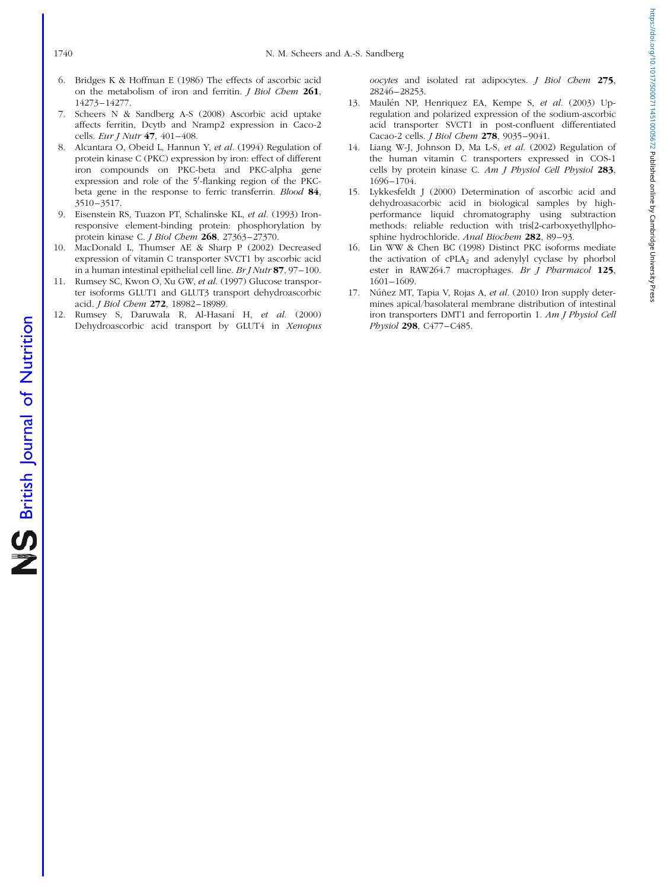6. Bridges K & Hoffman E (1986) The effects of ascorbic acid on the metabolism of iron and ferritin. *J Biol Chem* **261**, 14273–14277.
7. Scheers N & Sandberg A-S (2008) Ascorbic acid uptake affects ferritin, Dcytb and Nramp2 expression in Caco-2 cells. *Eur J Nutr* **47**, 401–408.
8. Alcantara O, Obeid L, Hannun Y, *et al.* (1994) Regulation of protein kinase C (PKC) expression by iron: effect of different iron compounds on PKC-beta and PKC-alpha gene expression and role of the 5′-flanking region of the PKC-beta gene in the response to ferric transferrin. *Blood* **84**, 3510–3517.
9. Eisenstein RS, Tuazon PT, Schalinske KL, *et al.* (1993) Iron-responsive element-binding protein: phosphorylation by protein kinase C. *J Biol Chem* **268**, 27363–27370.
10. MacDonald L, Thumser AE & Sharp P (2002) Decreased expression of vitamin C transporter SVCT1 by ascorbic acid in a human intestinal epithelial cell line. *Br J Nutr* **87**, 97–100.
11. Rumsey SC, Kwon O, Xu GW, *et al.* (1997) Glucose transporter isoforms GLUT1 and GLUT3 transport dehydroascorbic acid. *J Biol Chem* **272**, 18982–18989.
12. Rumsey S, Daruwala R, Al-Hasani H, *et al.* (2000) Dehydroascorbic acid transport by GLUT4 in *Xenopus oocytes* and isolated rat adipocytes. *J Biol Chem* **275**, 28246–28253.
13. Maulén NP, Henriquez EA, Kempe S, *et al.* (2003) Up-regulation and polarized expression of the sodium-ascorbic acid transporter SVCT1 in post-confluent differentiated Cacao-2 cells. *J Biol Chem* **278**, 9035–9041.
14. Liang W-J, Johnson D, Ma L-S, *et al.* (2002) Regulation of the human vitamin C transporters expressed in COS-1 cells by protein kinase C. *Am J Physiol Cell Physiol* **283**, 1696–1704.
15. Lykkesfeldt J (2000) Determination of ascorbic acid and dehydroasacorbic acid in biological samples by high-performance liquid chromatography using subtraction methods: reliable reduction with tris[2-carboxyethyl]phosphine hydrochloride. *Anal Biochem* **282**, 89–93.
16. Lin WW & Chen BC (1998) Distinct PKC isoforms mediate the activation of $cPLA_2$ and adenylyl cyclase by phorbol ester in RAW264.7 macrophages. *Br J Pharmacol* **125**, 1601–1609.
17. Núñez MT, Tapia V, Rojas A, *et al.* (2010) Iron supply determines apical/basolateral membrane distribution of intestinal iron transporters DMT1 and ferroportin 1. *Am J Physiol Cell Physiol* **298**, C477–C485.